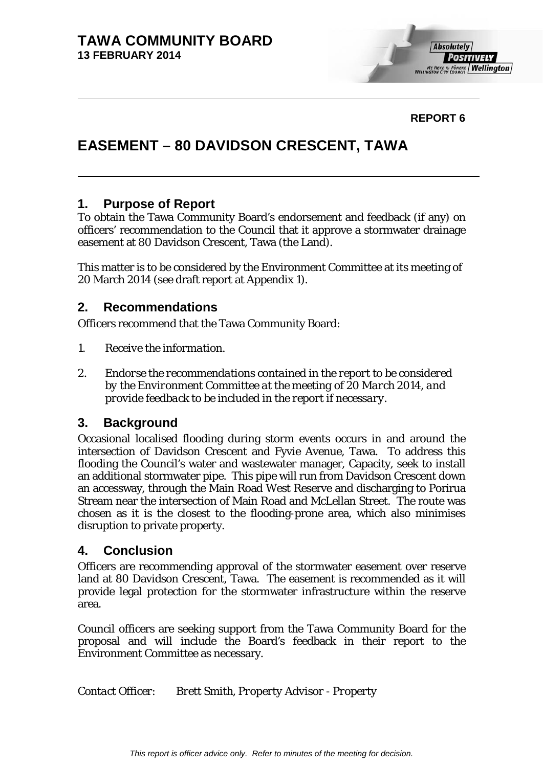# TAWA COMMUNITY BOARD
**13 FEBRUARY 2014**

**REPORT 6**

# EASEMENT – 80 DAVIDSON CRESCENT, TAWA

## 1. Purpose of Report

To obtain the Tawa Community Board's endorsement and feedback (if any) on officers' recommendation to the Council that it approve a stormwater drainage easement at 80 Davidson Crescent, Tawa (the Land).

This matter is to be considered by the Environment Committee at its meeting of 20 March 2014 (see draft report at Appendix 1).

## 2. Recommendations

Officers recommend that the Tawa Community Board:

1. *Receive the information.*
2. *Endorse the recommendations contained in the report to be considered by the Environment Committee at the meeting of 20 March 2014, and provide feedback to be included in the report if necessary.*

## 3. Background

Occasional localised flooding during storm events occurs in and around the intersection of Davidson Crescent and Fyvie Avenue, Tawa. To address this flooding the Council's water and wastewater manager, Capacity, seek to install an additional stormwater pipe. This pipe will run from Davidson Crescent down an accessway, through the Main Road West Reserve and discharging to Porirua Stream near the intersection of Main Road and McLellan Street. The route was chosen as it is the closest to the flooding-prone area, which also minimises disruption to private property.

## 4. Conclusion

Officers are recommending approval of the stormwater easement over reserve land at 80 Davidson Crescent, Tawa. The easement is recommended as it will provide legal protection for the stormwater infrastructure within the reserve area.

Council officers are seeking support from the Tawa Community Board for the proposal and will include the Board's feedback in their report to the Environment Committee as necessary.

*Contact Officer: Brett Smith, Property Advisor - Property*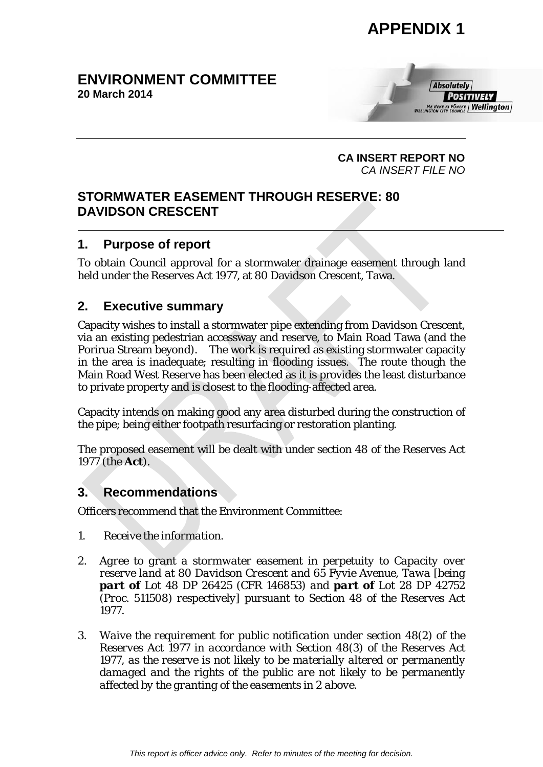# APPENDIX 1

## ENVIRONMENT COMMITTEE
**20 March 2014**

**CA INSERT REPORT NO**
*CA INSERT FILE NO*

## STORMWATER EASEMENT THROUGH RESERVE: 80 DAVIDSON CRESCENT

### 1. Purpose of report

To obtain Council approval for a stormwater drainage easement through land held under the Reserves Act 1977, at 80 Davidson Crescent, Tawa.

### 2. Executive summary

Capacity wishes to install a stormwater pipe extending from Davidson Crescent, via an existing pedestrian accessway and reserve, to Main Road Tawa (and the Porirua Stream beyond). The work is required as existing stormwater capacity in the area is inadequate; resulting in flooding issues. The route though the Main Road West Reserve has been elected as it is provides the least disturbance to private property and is closest to the flooding-affected area.

Capacity intends on making good any area disturbed during the construction of the pipe; being either footpath resurfacing or restoration planting.

The proposed easement will be dealt with under section 48 of the Reserves Act 1977 (the **Act**).

### 3. Recommendations

Officers recommend that the Environment Committee:

1. *Receive the information.*

2. *Agree to grant a stormwater easement in perpetuity to Capacity over reserve land at 80 Davidson Crescent and 65 Fyvie Avenue, Tawa [being* ***part of*** *Lot 48 DP 26425 (CFR 146853) and* ***part of*** *Lot 28 DP 42752 (Proc. 511508) respectively] pursuant to Section 48 of the Reserves Act 1977.*

3. *Waive the requirement for public notification under section 48(2) of the Reserves Act 1977 in accordance with Section 48(3) of the Reserves Act 1977, as the reserve is not likely to be materially altered or permanently damaged and the rights of the public are not likely to be permanently affected by the granting of the easements in 2 above.*

*This report is officer advice only. Refer to minutes of the meeting for decision.*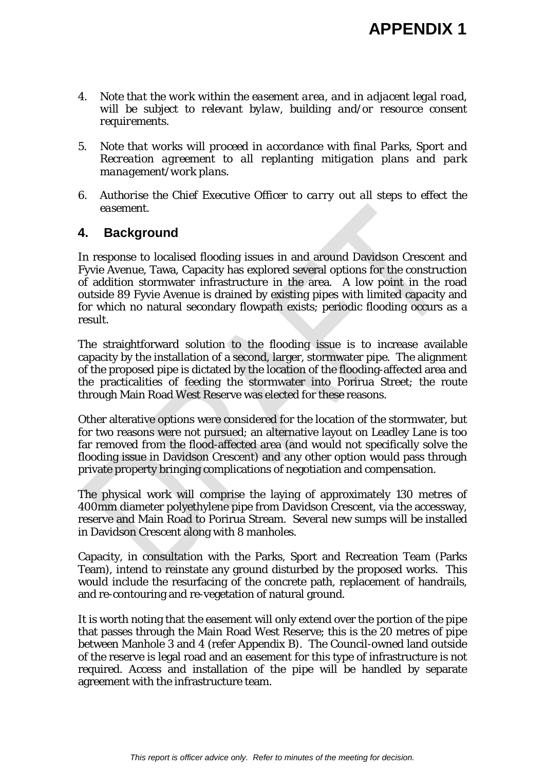# APPENDIX 1

4. *Note that the work within the easement area, and in adjacent legal road, will be subject to relevant bylaw, building and/or resource consent requirements.*

5. *Note that works will proceed in accordance with final Parks, Sport and Recreation agreement to all replanting mitigation plans and park management/work plans.*

6. *Authorise the Chief Executive Officer to carry out all steps to effect the easement.*

## 4. Background

In response to localised flooding issues in and around Davidson Crescent and Fyvie Avenue, Tawa, Capacity has explored several options for the construction of addition stormwater infrastructure in the area. A low point in the road outside 89 Fyvie Avenue is drained by existing pipes with limited capacity and for which no natural secondary flowpath exists; periodic flooding occurs as a result.

The straightforward solution to the flooding issue is to increase available capacity by the installation of a second, larger, stormwater pipe. The alignment of the proposed pipe is dictated by the location of the flooding-affected area and the practicalities of feeding the stormwater into Porirua Street; the route through Main Road West Reserve was elected for these reasons.

Other alterative options were considered for the location of the stormwater, but for two reasons were not pursued; an alternative layout on Leadley Lane is too far removed from the flood-affected area (and would not specifically solve the flooding issue in Davidson Crescent) and any other option would pass through private property bringing complications of negotiation and compensation.

The physical work will comprise the laying of approximately 130 metres of 400mm diameter polyethylene pipe from Davidson Crescent, via the accessway, reserve and Main Road to Porirua Stream. Several new sumps will be installed in Davidson Crescent along with 8 manholes.

Capacity, in consultation with the Parks, Sport and Recreation Team (Parks Team), intend to reinstate any ground disturbed by the proposed works. This would include the resurfacing of the concrete path, replacement of handrails, and re-contouring and re-vegetation of natural ground.

It is worth noting that the easement will only extend over the portion of the pipe that passes through the Main Road West Reserve; this is the 20 metres of pipe between Manhole 3 and 4 (refer Appendix B). The Council-owned land outside of the reserve is legal road and an easement for this type of infrastructure is not required. Access and installation of the pipe will be handled by separate agreement with the infrastructure team.

*This report is officer advice only. Refer to minutes of the meeting for decision.*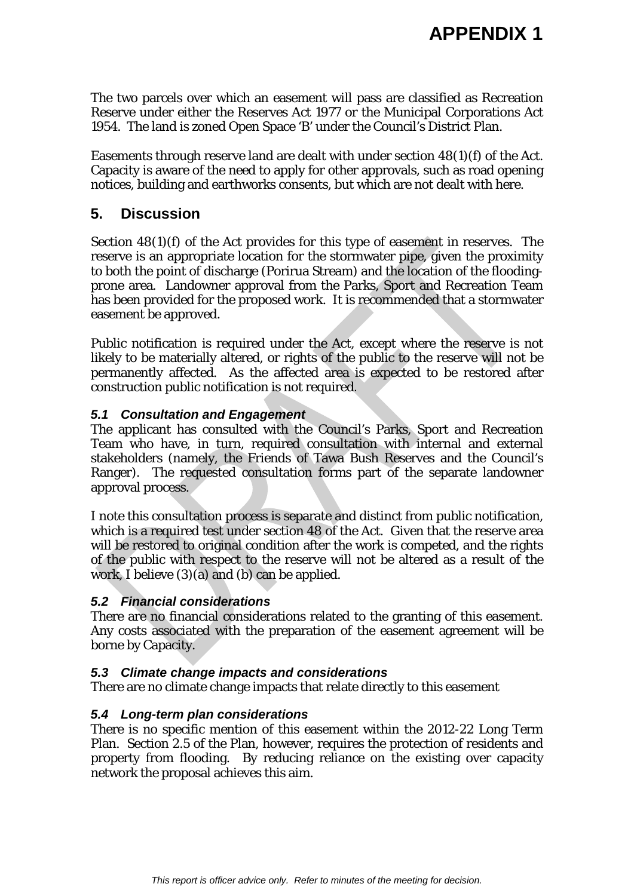# APPENDIX 1

The two parcels over which an easement will pass are classified as Recreation Reserve under either the Reserves Act 1977 or the Municipal Corporations Act 1954. The land is zoned Open Space 'B' under the Council's District Plan.

Easements through reserve land are dealt with under section 48(1)(f) of the Act. Capacity is aware of the need to apply for other approvals, such as road opening notices, building and earthworks consents, but which are not dealt with here.

## 5. Discussion

Section 48(1)(f) of the Act provides for this type of easement in reserves. The reserve is an appropriate location for the stormwater pipe, given the proximity to both the point of discharge (Porirua Stream) and the location of the flooding-prone area. Landowner approval from the Parks, Sport and Recreation Team has been provided for the proposed work. It is recommended that a stormwater easement be approved.

Public notification is required under the Act, except where the reserve is not likely to be materially altered, or rights of the public to the reserve will not be permanently affected. As the affected area is expected to be restored after construction public notification is not required.

### *5.1 Consultation and Engagement*

The applicant has consulted with the Council's Parks, Sport and Recreation Team who have, in turn, required consultation with internal and external stakeholders (namely, the Friends of Tawa Bush Reserves and the Council's Ranger). The requested consultation forms part of the separate landowner approval process.

I note this consultation process is separate and distinct from public notification, which is a required test under section 48 of the Act. Given that the reserve area will be restored to original condition after the work is competed, and the rights of the public with respect to the reserve will not be altered as a result of the work, I believe (3)(a) and (b) can be applied.

### *5.2 Financial considerations*

There are no financial considerations related to the granting of this easement. Any costs associated with the preparation of the easement agreement will be borne by Capacity.

### *5.3 Climate change impacts and considerations*

There are no climate change impacts that relate directly to this easement

### *5.4 Long-term plan considerations*

There is no specific mention of this easement within the 2012-22 Long Term Plan. Section 2.5 of the Plan, however, requires the protection of residents and property from flooding. By reducing reliance on the existing over capacity network the proposal achieves this aim.

*This report is officer advice only. Refer to minutes of the meeting for decision.*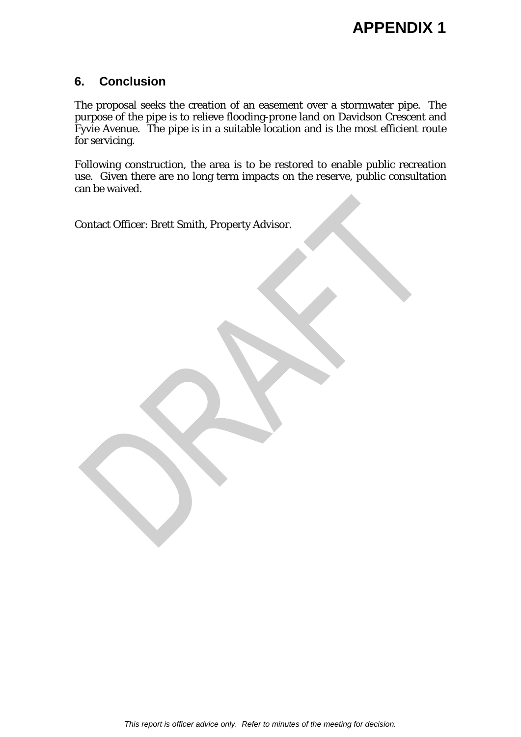# APPENDIX 1

## 6. Conclusion

The proposal seeks the creation of an easement over a stormwater pipe. The purpose of the pipe is to relieve flooding-prone land on Davidson Crescent and Fyvie Avenue. The pipe is in a suitable location and is the most efficient route for servicing.

Following construction, the area is to be restored to enable public recreation use. Given there are no long term impacts on the reserve, public consultation can be waived.

Contact Officer: Brett Smith, Property Advisor.

*This report is officer advice only. Refer to minutes of the meeting for decision.*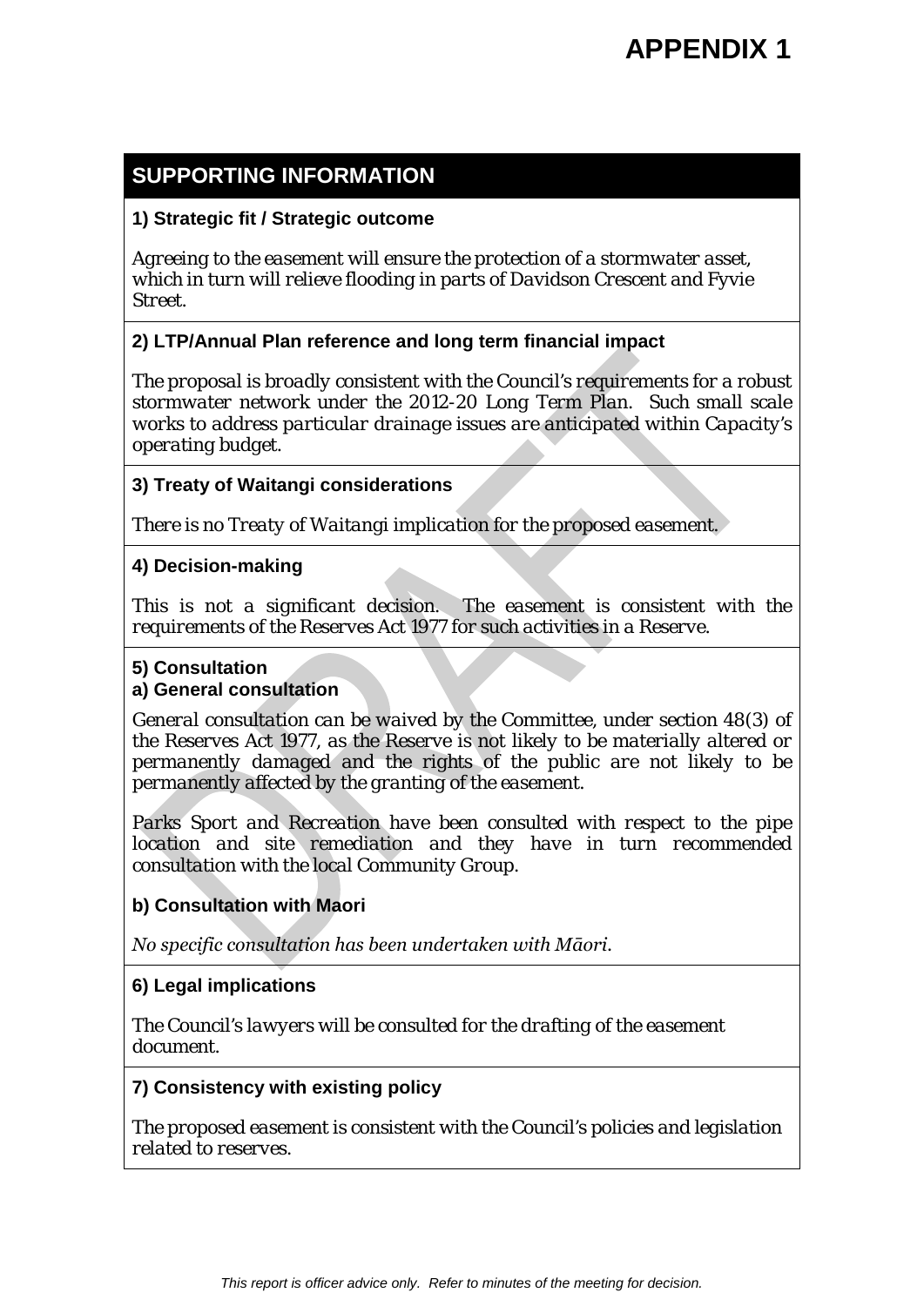# APPENDIX 1

## SUPPORTING INFORMATION

### 1) Strategic fit / Strategic outcome

*Agreeing to the easement will ensure the protection of a stormwater asset, which in turn will relieve flooding in parts of Davidson Crescent and Fyvie Street.*

### 2) LTP/Annual Plan reference and long term financial impact

*The proposal is broadly consistent with the Council's requirements for a robust stormwater network under the 2012-20 Long Term Plan. Such small scale works to address particular drainage issues are anticipated within Capacity's operating budget.*

### 3) Treaty of Waitangi considerations

*There is no Treaty of Waitangi implication for the proposed easement.*

### 4) Decision-making

*This is not a significant decision. The easement is consistent with the requirements of the Reserves Act 1977 for such activities in a Reserve.*

### 5) Consultation

#### a) General consultation

*General consultation can be waived by the Committee, under section 48(3) of the Reserves Act 1977, as the Reserve is not likely to be materially altered or permanently damaged and the rights of the public are not likely to be permanently affected by the granting of the easement.*

*Parks Sport and Recreation have been consulted with respect to the pipe location and site remediation and they have in turn recommended consultation with the local Community Group.*

#### b) Consultation with Maori

*No specific consultation has been undertaken with Māori.*

### 6) Legal implications

*The Council's lawyers will be consulted for the drafting of the easement document.*

### 7) Consistency with existing policy

*The proposed easement is consistent with the Council's policies and legislation related to reserves.*

*This report is officer advice only. Refer to minutes of the meeting for decision.*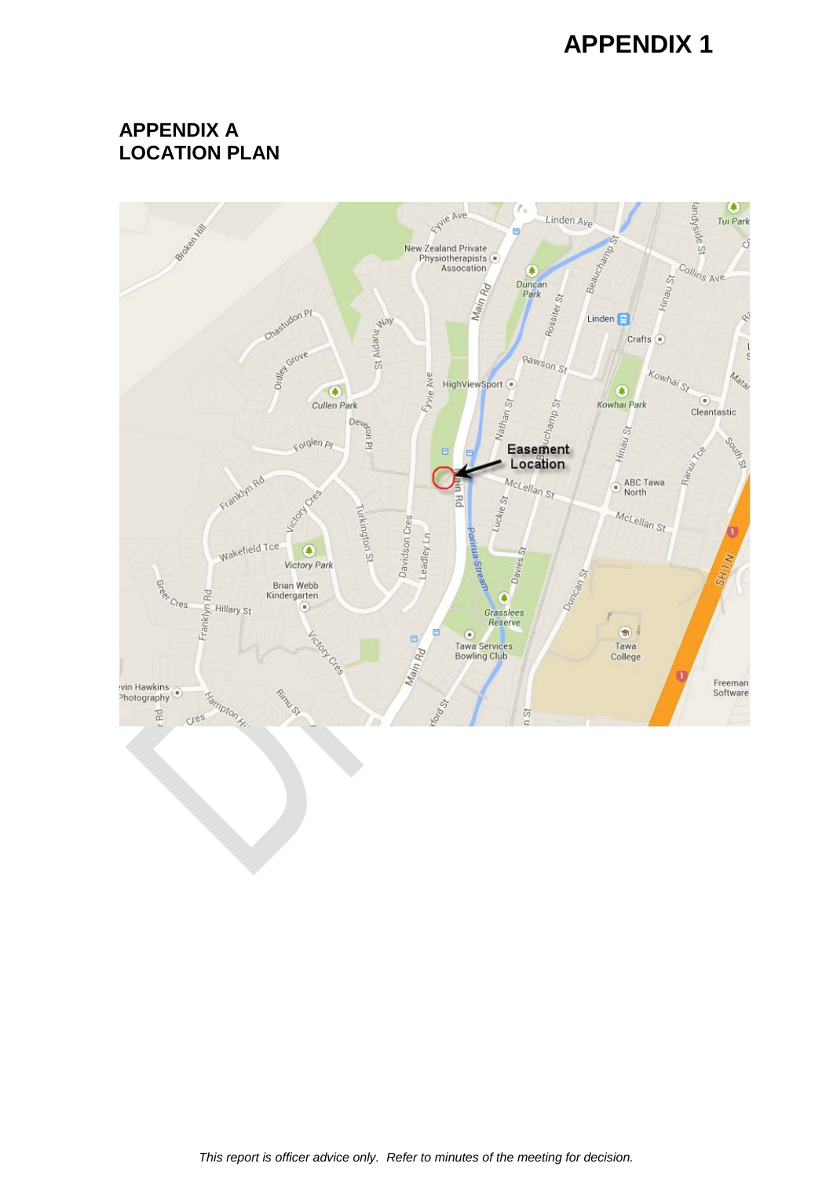# APPENDIX 1

## APPENDIX A
## LOCATION PLAN

*This report is officer advice only. Refer to minutes of the meeting for decision.*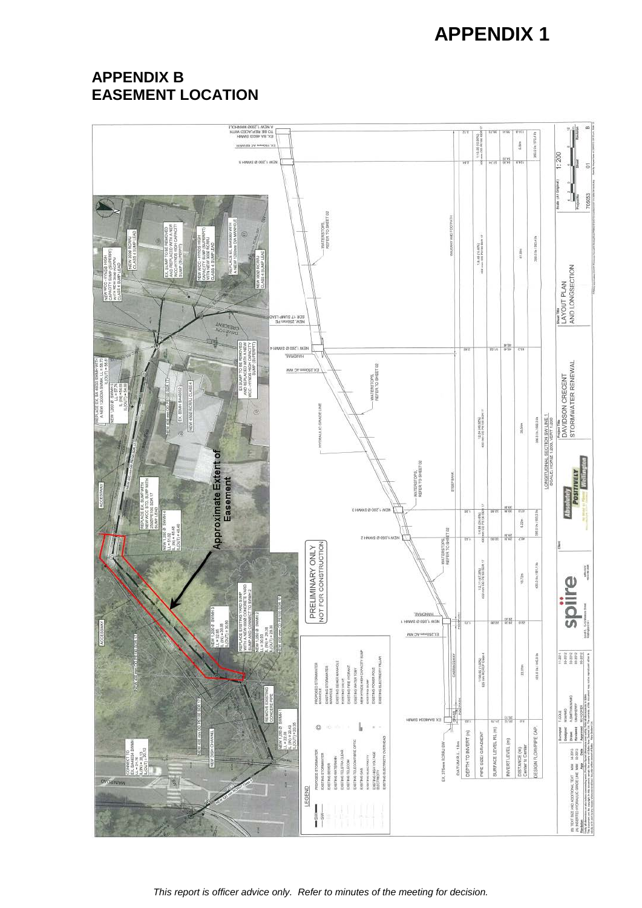# APPENDIX 1

## APPENDIX B
## EASEMENT LOCATION

Approximate Extent of Easement

PRELIMINARY ONLY
NOT FOR CONSTRUCTION

LAYOUT PLAN AND LONGSECTION

DAVIDSON CRECENT STORMWATER RENEWAL

*This report is officer advice only. Refer to minutes of the meeting for decision.*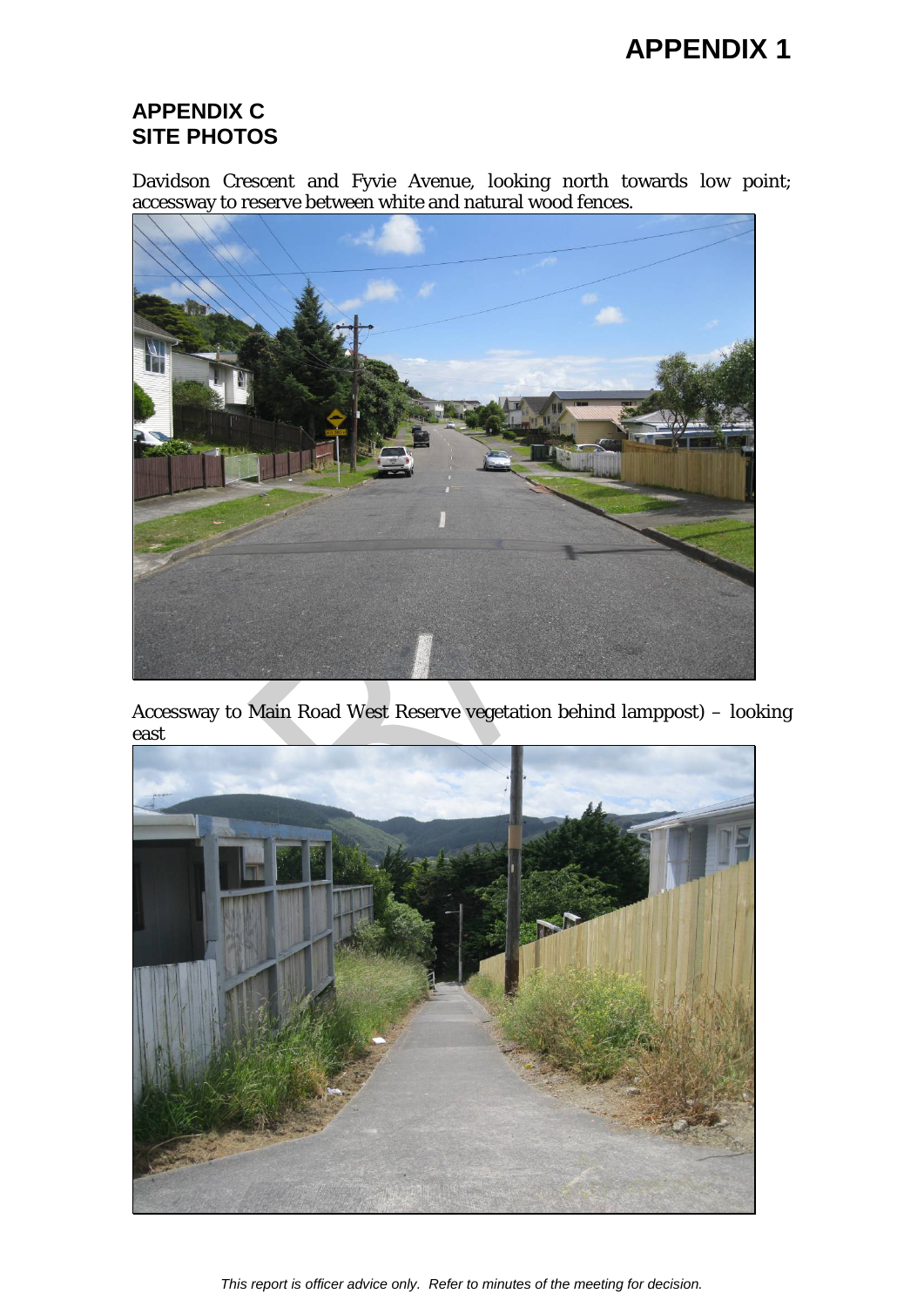# APPENDIX 1

## APPENDIX C
## SITE PHOTOS

Davidson Crescent and Fyvie Avenue, looking north towards low point; accessway to reserve between white and natural wood fences.

Accessway to Main Road West Reserve vegetation behind lamppost) – looking east

*This report is officer advice only. Refer to minutes of the meeting for decision.*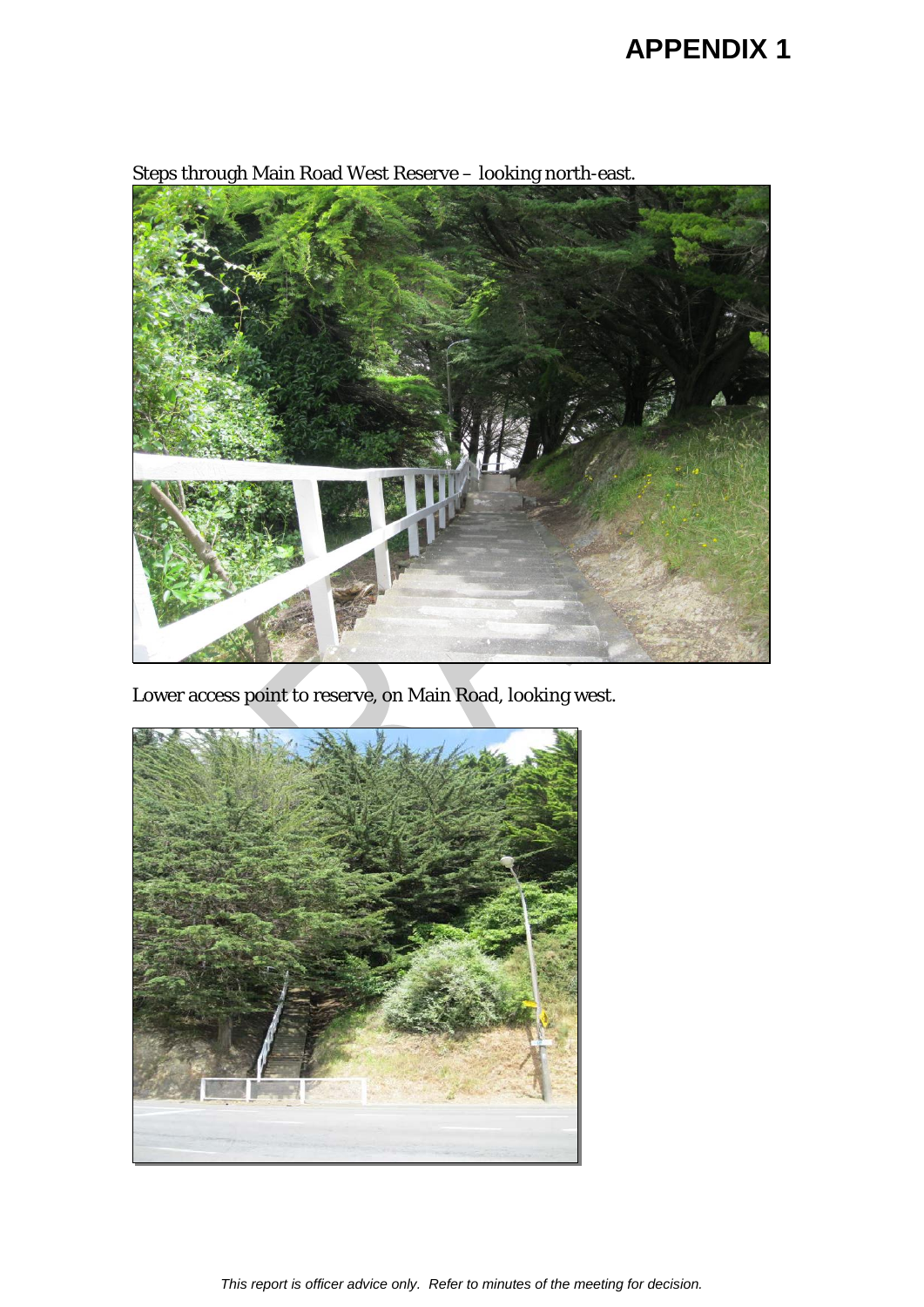# APPENDIX 1

Steps through Main Road West Reserve – looking north-east.

Lower access point to reserve, on Main Road, looking west.

*This report is officer advice only. Refer to minutes of the meeting for decision.*